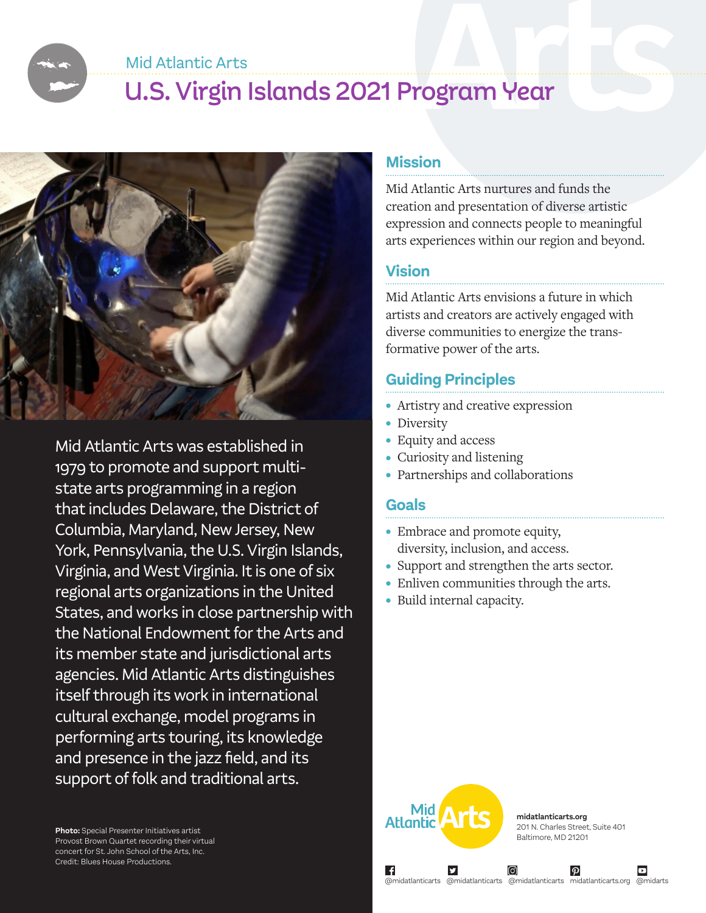Mid Atlantic Arts

# U.S. Virgin Islands 2021 Program Year

Mid Atlantic Arts was established in 1979 to promote and support multi-state arts programming in a region that includes Delaware, the District of Columbia, Maryland, New Jersey, New York, Pennsylvania, the U.S. Virgin Islands, Virginia, and West Virginia. It is one of six regional arts organizations in the United States, and works in close partnership with the National Endowment for the Arts and its member state and jurisdictional arts agencies. Mid Atlantic Arts distinguishes itself through its work in international cultural exchange, model programs in performing arts touring, its knowledge and presence in the jazz field, and its support of folk and traditional arts.

**Photo:** Special Presenter Initiatives artist Provost Brown Quartet recording their virtual concert for St. John School of the Arts, Inc. Credit: Blues House Productions.

## Mission

Mid Atlantic Arts nurtures and funds the creation and presentation of diverse artistic expression and connects people to meaningful arts experiences within our region and beyond.

## Vision

Mid Atlantic Arts envisions a future in which artists and creators are actively engaged with diverse communities to energize the transformative power of the arts.

## Guiding Principles

- Artistry and creative expression
- Diversity
- Equity and access
- Curiosity and listening
- Partnerships and collaborations

## Goals

- Embrace and promote equity, diversity, inclusion, and access.
- Support and strengthen the arts sector.
- Enliven communities through the arts.
- Build internal capacity.

Mid Atlantic Arts

**midatlanticarts.org**
201 N. Charles Street, Suite 401
Baltimore, MD 21201

@midatlanticarts @midatlanticarts @midatlanticarts midatlanticarts.org @midarts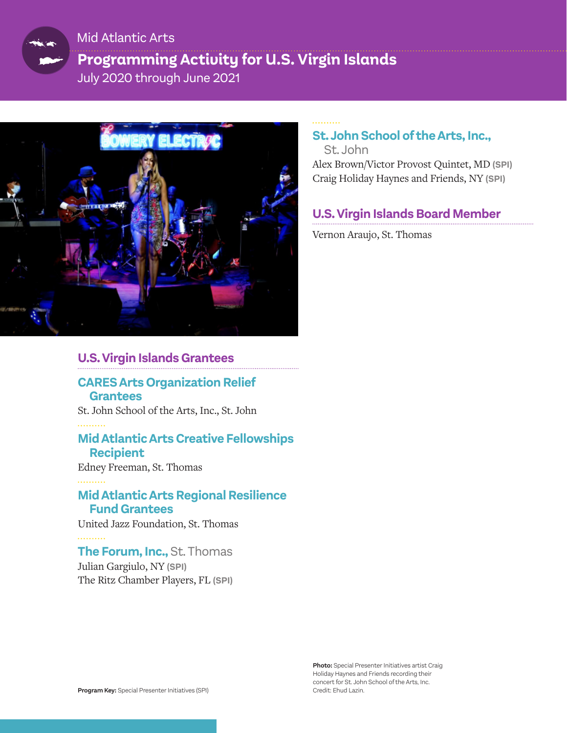Mid Atlantic Arts

# Programming Activity for U.S. Virgin Islands

July 2020 through June 2021

## U.S. Virgin Islands Grantees

### CARES Arts Organization Relief Grantees

St. John School of the Arts, Inc., St. John

### Mid Atlantic Arts Creative Fellowships Recipient

Edney Freeman, St. Thomas

### Mid Atlantic Arts Regional Resilience Fund Grantees

United Jazz Foundation, St. Thomas

### The Forum, Inc., St. Thomas

Julian Gargiulo, NY **(SPI)**
The Ritz Chamber Players, FL **(SPI)**

### St. John School of the Arts, Inc., St. John

Alex Brown/Victor Provost Quintet, MD **(SPI)**
Craig Holiday Haynes and Friends, NY **(SPI)**

## U.S. Virgin Islands Board Member

Vernon Araujo, St. Thomas

**Program Key:** Special Presenter Initiatives (SPI)

**Photo:** Special Presenter Initiatives artist Craig Holiday Haynes and Friends recording their concert for St. John School of the Arts, Inc. Credit: Ehud Lazin.